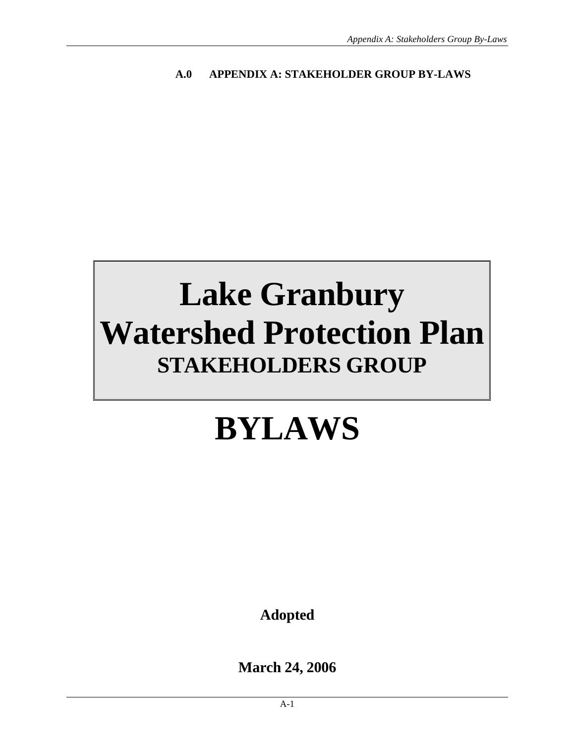# A.0 APPENDIX A: STAKEHOLDER GROUP BY-LAWS

# Lake Granbury Watershed Protection Plan

## STAKEHOLDERS GROUP

# BYLAWS

**Adopted**

**March 24, 2006**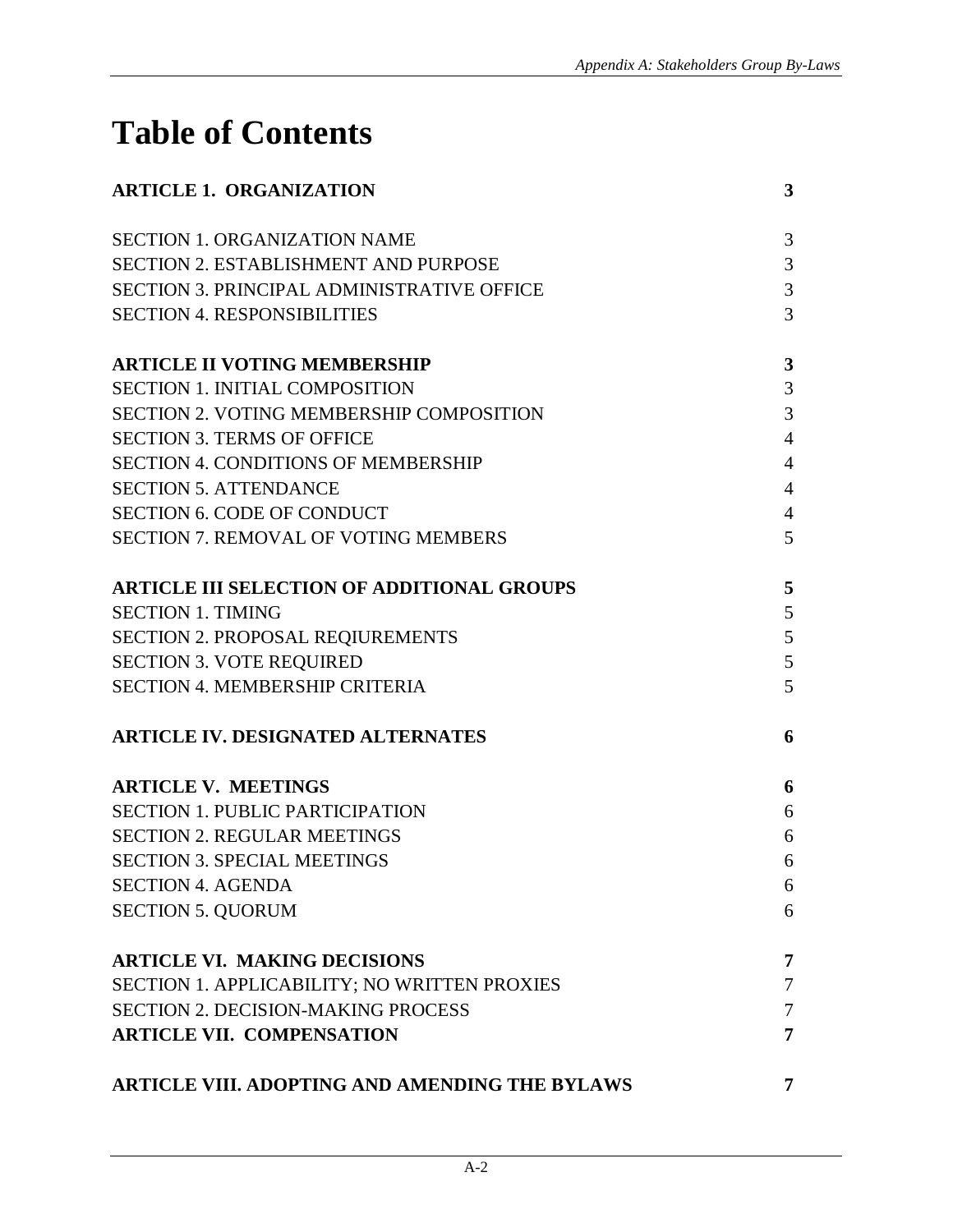# Table of Contents

| | |
|---|---|
| **ARTICLE 1. ORGANIZATION** | **3** |
| SECTION 1. ORGANIZATION NAME | 3 |
| SECTION 2. ESTABLISHMENT AND PURPOSE | 3 |
| SECTION 3. PRINCIPAL ADMINISTRATIVE OFFICE | 3 |
| SECTION 4. RESPONSIBILITIES | 3 |
| **ARTICLE II VOTING MEMBERSHIP** | **3** |
| SECTION 1. INITIAL COMPOSITION | 3 |
| SECTION 2. VOTING MEMBERSHIP COMPOSITION | 3 |
| SECTION 3. TERMS OF OFFICE | 4 |
| SECTION 4. CONDITIONS OF MEMBERSHIP | 4 |
| SECTION 5. ATTENDANCE | 4 |
| SECTION 6. CODE OF CONDUCT | 4 |
| SECTION 7. REMOVAL OF VOTING MEMBERS | 5 |
| **ARTICLE III SELECTION OF ADDITIONAL GROUPS** | **5** |
| SECTION 1. TIMING | 5 |
| SECTION 2. PROPOSAL REQIUREMENTS | 5 |
| SECTION 3. VOTE REQUIRED | 5 |
| SECTION 4. MEMBERSHIP CRITERIA | 5 |
| **ARTICLE IV. DESIGNATED ALTERNATES** | **6** |
| **ARTICLE V. MEETINGS** | **6** |
| SECTION 1. PUBLIC PARTICIPATION | 6 |
| SECTION 2. REGULAR MEETINGS | 6 |
| SECTION 3. SPECIAL MEETINGS | 6 |
| SECTION 4. AGENDA | 6 |
| SECTION 5. QUORUM | 6 |
| **ARTICLE VI. MAKING DECISIONS** | **7** |
| SECTION 1. APPLICABILITY; NO WRITTEN PROXIES | 7 |
| SECTION 2. DECISION-MAKING PROCESS | 7 |
| **ARTICLE VII. COMPENSATION** | **7** |
| **ARTICLE VIII. ADOPTING AND AMENDING THE BYLAWS** | **7** |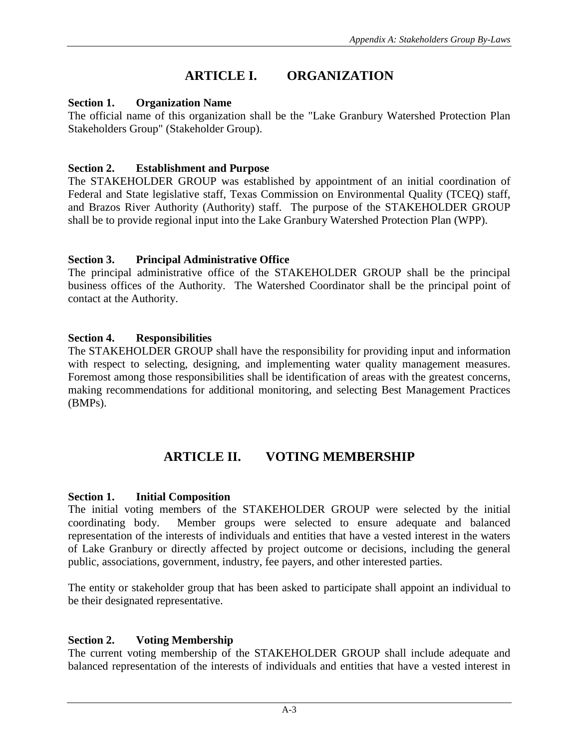# ARTICLE I. ORGANIZATION

### Section 1. Organization Name

The official name of this organization shall be the "Lake Granbury Watershed Protection Plan Stakeholders Group" (Stakeholder Group).

### Section 2. Establishment and Purpose

The STAKEHOLDER GROUP was established by appointment of an initial coordination of Federal and State legislative staff, Texas Commission on Environmental Quality (TCEQ) staff, and Brazos River Authority (Authority) staff. The purpose of the STAKEHOLDER GROUP shall be to provide regional input into the Lake Granbury Watershed Protection Plan (WPP).

### Section 3. Principal Administrative Office

The principal administrative office of the STAKEHOLDER GROUP shall be the principal business offices of the Authority. The Watershed Coordinator shall be the principal point of contact at the Authority.

### Section 4. Responsibilities

The STAKEHOLDER GROUP shall have the responsibility for providing input and information with respect to selecting, designing, and implementing water quality management measures. Foremost among those responsibilities shall be identification of areas with the greatest concerns, making recommendations for additional monitoring, and selecting Best Management Practices (BMPs).

# ARTICLE II. VOTING MEMBERSHIP

### Section 1. Initial Composition

The initial voting members of the STAKEHOLDER GROUP were selected by the initial coordinating body. Member groups were selected to ensure adequate and balanced representation of the interests of individuals and entities that have a vested interest in the waters of Lake Granbury or directly affected by project outcome or decisions, including the general public, associations, government, industry, fee payers, and other interested parties.

The entity or stakeholder group that has been asked to participate shall appoint an individual to be their designated representative.

### Section 2. Voting Membership

The current voting membership of the STAKEHOLDER GROUP shall include adequate and balanced representation of the interests of individuals and entities that have a vested interest in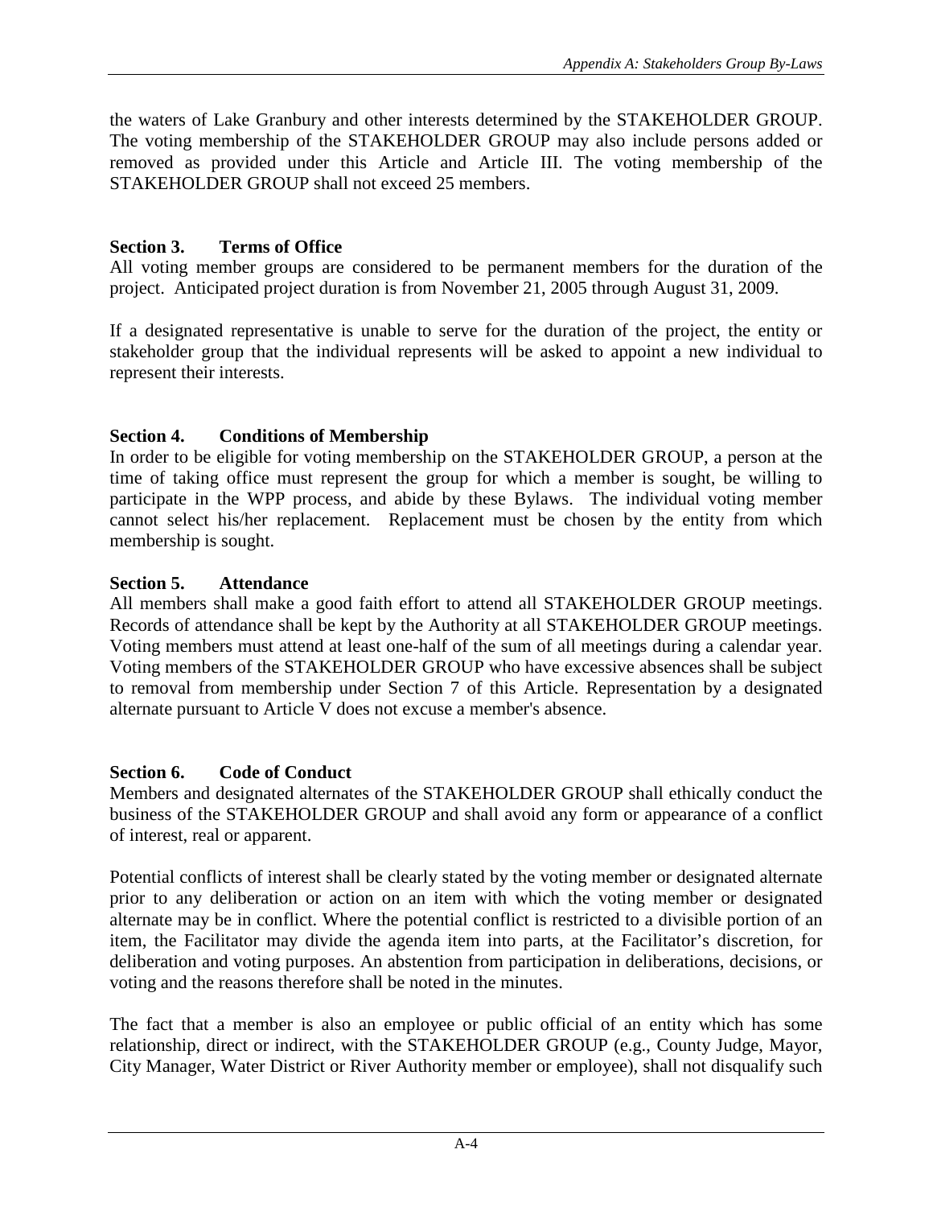the waters of Lake Granbury and other interests determined by the STAKEHOLDER GROUP. The voting membership of the STAKEHOLDER GROUP may also include persons added or removed as provided under this Article and Article III. The voting membership of the STAKEHOLDER GROUP shall not exceed 25 members.

**Section 3. Terms of Office**

All voting member groups are considered to be permanent members for the duration of the project. Anticipated project duration is from November 21, 2005 through August 31, 2009.

If a designated representative is unable to serve for the duration of the project, the entity or stakeholder group that the individual represents will be asked to appoint a new individual to represent their interests.

**Section 4. Conditions of Membership**

In order to be eligible for voting membership on the STAKEHOLDER GROUP, a person at the time of taking office must represent the group for which a member is sought, be willing to participate in the WPP process, and abide by these Bylaws. The individual voting member cannot select his/her replacement. Replacement must be chosen by the entity from which membership is sought.

**Section 5. Attendance**

All members shall make a good faith effort to attend all STAKEHOLDER GROUP meetings. Records of attendance shall be kept by the Authority at all STAKEHOLDER GROUP meetings. Voting members must attend at least one-half of the sum of all meetings during a calendar year. Voting members of the STAKEHOLDER GROUP who have excessive absences shall be subject to removal from membership under Section 7 of this Article. Representation by a designated alternate pursuant to Article V does not excuse a member's absence.

**Section 6. Code of Conduct**

Members and designated alternates of the STAKEHOLDER GROUP shall ethically conduct the business of the STAKEHOLDER GROUP and shall avoid any form or appearance of a conflict of interest, real or apparent.

Potential conflicts of interest shall be clearly stated by the voting member or designated alternate prior to any deliberation or action on an item with which the voting member or designated alternate may be in conflict. Where the potential conflict is restricted to a divisible portion of an item, the Facilitator may divide the agenda item into parts, at the Facilitator's discretion, for deliberation and voting purposes. An abstention from participation in deliberations, decisions, or voting and the reasons therefore shall be noted in the minutes.

The fact that a member is also an employee or public official of an entity which has some relationship, direct or indirect, with the STAKEHOLDER GROUP (e.g., County Judge, Mayor, City Manager, Water District or River Authority member or employee), shall not disqualify such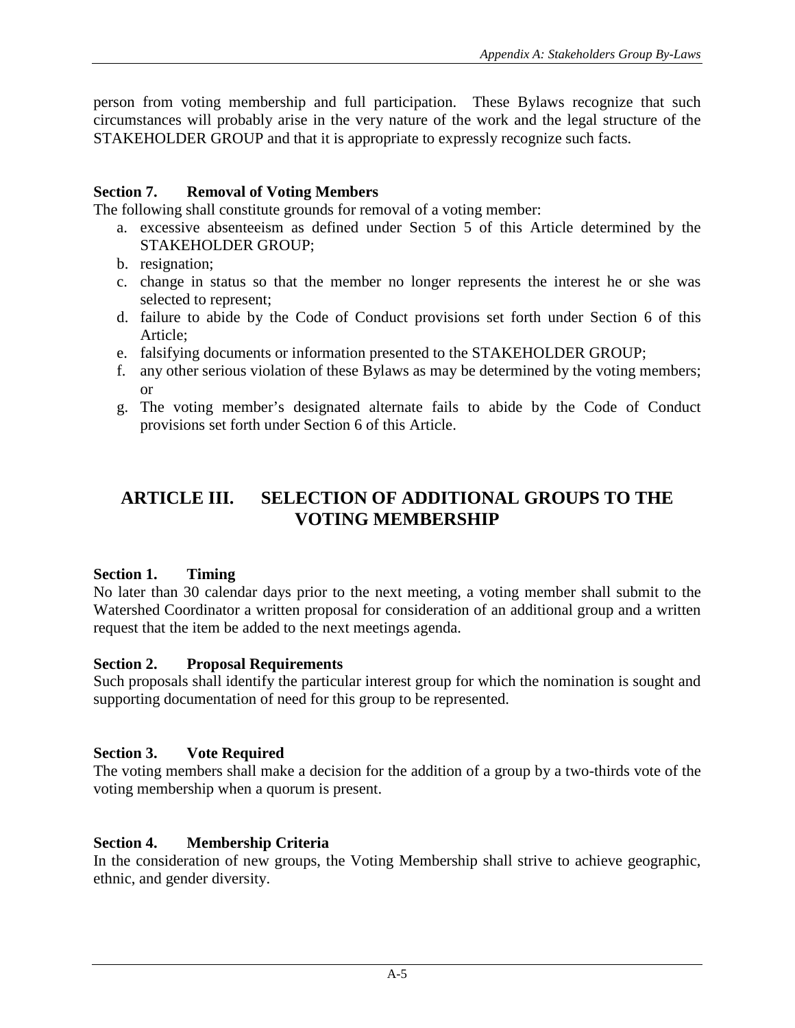person from voting membership and full participation. These Bylaws recognize that such circumstances will probably arise in the very nature of the work and the legal structure of the STAKEHOLDER GROUP and that it is appropriate to expressly recognize such facts.

### Section 7. Removal of Voting Members

The following shall constitute grounds for removal of a voting member:

a. excessive absenteeism as defined under Section 5 of this Article determined by the STAKEHOLDER GROUP;
b. resignation;
c. change in status so that the member no longer represents the interest he or she was selected to represent;
d. failure to abide by the Code of Conduct provisions set forth under Section 6 of this Article;
e. falsifying documents or information presented to the STAKEHOLDER GROUP;
f. any other serious violation of these Bylaws as may be determined by the voting members; or
g. The voting member's designated alternate fails to abide by the Code of Conduct provisions set forth under Section 6 of this Article.

## ARTICLE III. SELECTION OF ADDITIONAL GROUPS TO THE VOTING MEMBERSHIP

### Section 1. Timing

No later than 30 calendar days prior to the next meeting, a voting member shall submit to the Watershed Coordinator a written proposal for consideration of an additional group and a written request that the item be added to the next meetings agenda.

### Section 2. Proposal Requirements

Such proposals shall identify the particular interest group for which the nomination is sought and supporting documentation of need for this group to be represented.

### Section 3. Vote Required

The voting members shall make a decision for the addition of a group by a two-thirds vote of the voting membership when a quorum is present.

### Section 4. Membership Criteria

In the consideration of new groups, the Voting Membership shall strive to achieve geographic, ethnic, and gender diversity.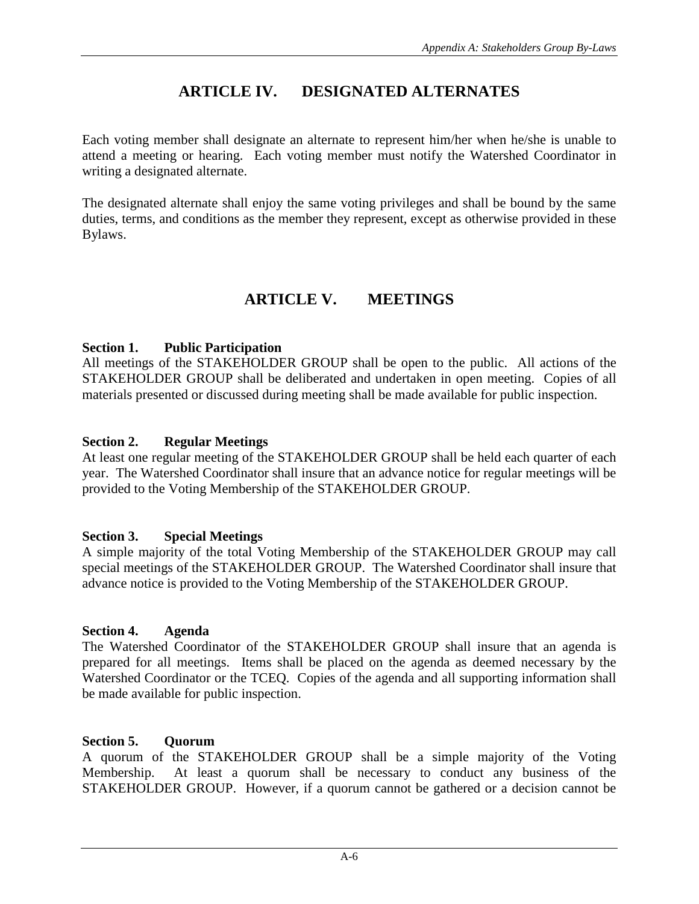## ARTICLE IV. DESIGNATED ALTERNATES

Each voting member shall designate an alternate to represent him/her when he/she is unable to attend a meeting or hearing. Each voting member must notify the Watershed Coordinator in writing a designated alternate.

The designated alternate shall enjoy the same voting privileges and shall be bound by the same duties, terms, and conditions as the member they represent, except as otherwise provided in these Bylaws.

## ARTICLE V. MEETINGS

**Section 1. Public Participation**
All meetings of the STAKEHOLDER GROUP shall be open to the public. All actions of the STAKEHOLDER GROUP shall be deliberated and undertaken in open meeting. Copies of all materials presented or discussed during meeting shall be made available for public inspection.

**Section 2. Regular Meetings**
At least one regular meeting of the STAKEHOLDER GROUP shall be held each quarter of each year. The Watershed Coordinator shall insure that an advance notice for regular meetings will be provided to the Voting Membership of the STAKEHOLDER GROUP.

**Section 3. Special Meetings**
A simple majority of the total Voting Membership of the STAKEHOLDER GROUP may call special meetings of the STAKEHOLDER GROUP. The Watershed Coordinator shall insure that advance notice is provided to the Voting Membership of the STAKEHOLDER GROUP.

**Section 4. Agenda**
The Watershed Coordinator of the STAKEHOLDER GROUP shall insure that an agenda is prepared for all meetings. Items shall be placed on the agenda as deemed necessary by the Watershed Coordinator or the TCEQ. Copies of the agenda and all supporting information shall be made available for public inspection.

**Section 5. Quorum**
A quorum of the STAKEHOLDER GROUP shall be a simple majority of the Voting Membership. At least a quorum shall be necessary to conduct any business of the STAKEHOLDER GROUP. However, if a quorum cannot be gathered or a decision cannot be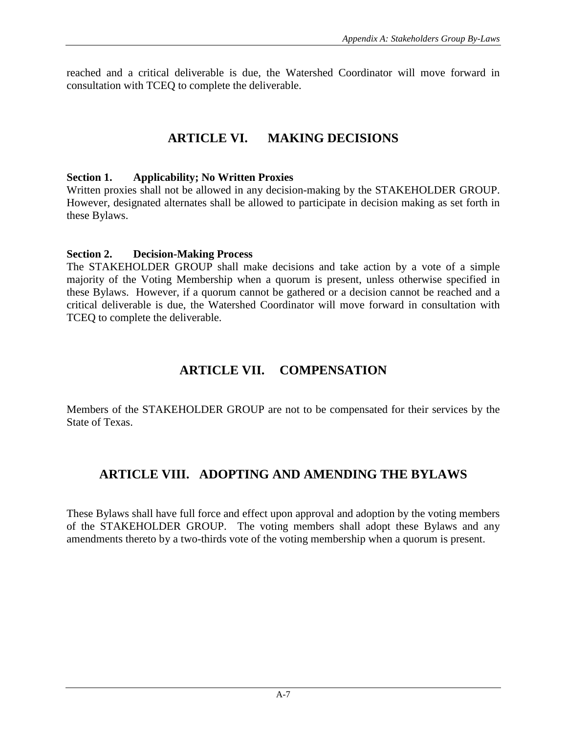reached and a critical deliverable is due, the Watershed Coordinator will move forward in consultation with TCEQ to complete the deliverable.

## ARTICLE VI. MAKING DECISIONS

**Section 1. Applicability; No Written Proxies**

Written proxies shall not be allowed in any decision-making by the STAKEHOLDER GROUP. However, designated alternates shall be allowed to participate in decision making as set forth in these Bylaws.

**Section 2. Decision-Making Process**

The STAKEHOLDER GROUP shall make decisions and take action by a vote of a simple majority of the Voting Membership when a quorum is present, unless otherwise specified in these Bylaws. However, if a quorum cannot be gathered or a decision cannot be reached and a critical deliverable is due, the Watershed Coordinator will move forward in consultation with TCEQ to complete the deliverable.

## ARTICLE VII. COMPENSATION

Members of the STAKEHOLDER GROUP are not to be compensated for their services by the State of Texas.

## ARTICLE VIII. ADOPTING AND AMENDING THE BYLAWS

These Bylaws shall have full force and effect upon approval and adoption by the voting members of the STAKEHOLDER GROUP. The voting members shall adopt these Bylaws and any amendments thereto by a two-thirds vote of the voting membership when a quorum is present.